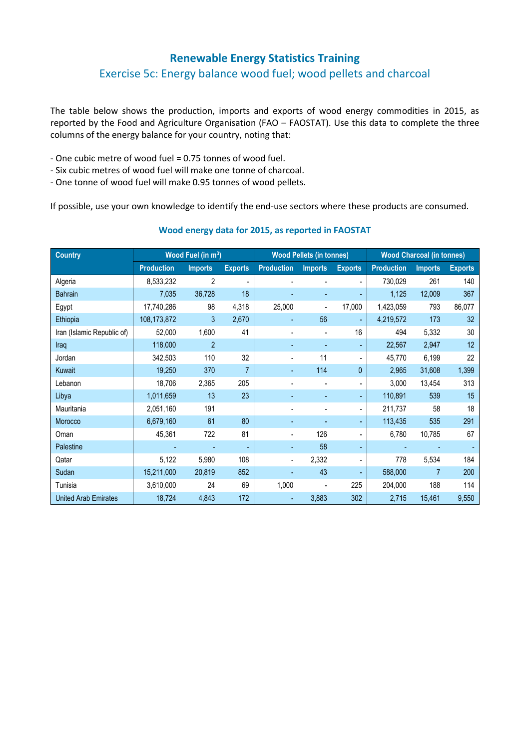# Renewable Energy Statistics Training

## Exercise 5c: Energy balance wood fuel; wood pellets and charcoal

The table below shows the production, imports and exports of wood energy commodities in 2015, as reported by the Food and Agriculture Organisation (FAO – FAOSTAT). Use this data to complete the three columns of the energy balance for your country, noting that:

- One cubic metre of wood fuel = 0.75 tonnes of wood fuel.
- Six cubic metres of wood fuel will make one tonne of charcoal.
- One tonne of wood fuel will make 0.95 tonnes of wood pellets.

If possible, use your own knowledge to identify the end-use sectors where these products are consumed.

### Wood energy data for 2015, as reported in FAOSTAT

| Country | Wood Fuel (in $m^3$) | | | Wood Pellets (in tonnes) | | | Wood Charcoal (in tonnes) | | |
|---|---|---|---|---|---|---|---|---|---|
| | Production | Imports | Exports | Production | Imports | Exports | Production | Imports | Exports |
| Algeria | 8,533,232 | 2 | - | - | - | - | 730,029 | 261 | 140 |
| Bahrain | 7,035 | 36,728 | 18 | - | - | - | 1,125 | 12,009 | 367 |
| Egypt | 17,740,286 | 98 | 4,318 | 25,000 | - | 17,000 | 1,423,059 | 793 | 86,077 |
| Ethiopia | 108,173,872 | 3 | 2,670 | - | 56 | - | 4,219,572 | 173 | 32 |
| Iran (Islamic Republic of) | 52,000 | 1,600 | 41 | - | - | 16 | 494 | 5,332 | 30 |
| Iraq | 118,000 | 2 | | - | - | - | 22,567 | 2,947 | 12 |
| Jordan | 342,503 | 110 | 32 | - | 11 | - | 45,770 | 6,199 | 22 |
| Kuwait | 19,250 | 370 | 7 | - | 114 | 0 | 2,965 | 31,608 | 1,399 |
| Lebanon | 18,706 | 2,365 | 205 | - | - | - | 3,000 | 13,454 | 313 |
| Libya | 1,011,659 | 13 | 23 | - | - | - | 110,891 | 539 | 15 |
| Mauritania | 2,051,160 | 191 | | - | - | - | 211,737 | 58 | 18 |
| Morocco | 6,679,160 | 61 | 80 | - | - | - | 113,435 | 535 | 291 |
| Oman | 45,361 | 722 | 81 | - | 126 | - | 6,780 | 10,785 | 67 |
| Palestine | - | - | - | - | 58 | - | - | - | - |
| Qatar | 5,122 | 5,980 | 108 | - | 2,332 | - | 778 | 5,534 | 184 |
| Sudan | 15,211,000 | 20,819 | 852 | - | 43 | - | 588,000 | 7 | 200 |
| Tunisia | 3,610,000 | 24 | 69 | 1,000 | - | 225 | 204,000 | 188 | 114 |
| United Arab Emirates | 18,724 | 4,843 | 172 | - | 3,883 | 302 | 2,715 | 15,461 | 9,550 |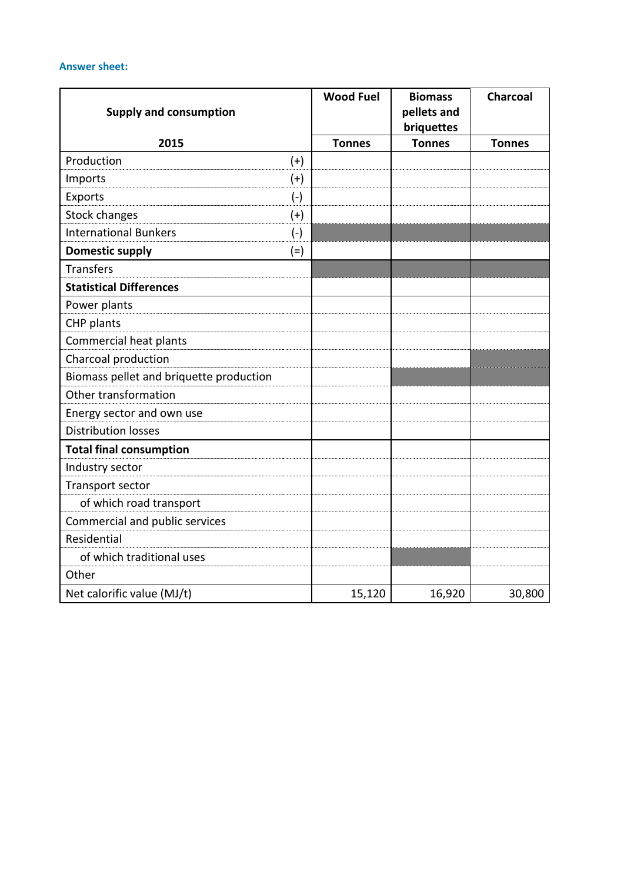**Answer sheet:**

| Supply and consumption |  | Wood Fuel | Biomass pellets and briquettes | Charcoal |
|---|---|---|---|---|
| 2015 |  | Tonnes | Tonnes | Tonnes |
| Production | (+) |  |  |  |
| Imports | (+) |  |  |  |
| Exports | (-) |  |  |  |
| Stock changes | (+) |  |  |  |
| International Bunkers | (-) |  |  |  |
| **Domestic supply** | (=) |  |  |  |
| Transfers |  |  |  |  |
| **Statistical Differences** |  |  |  |  |
| Power plants |  |  |  |  |
| CHP plants |  |  |  |  |
| Commercial heat plants |  |  |  |  |
| Charcoal production |  |  |  |  |
| Biomass pellet and briquette production |  |  |  |  |
| Other transformation |  |  |  |  |
| Energy sector and own use |  |  |  |  |
| Distribution losses |  |  |  |  |
| **Total final consumption** |  |  |  |  |
| Industry sector |  |  |  |  |
| Transport sector |  |  |  |  |
| of which road transport |  |  |  |  |
| Commercial and public services |  |  |  |  |
| Residential |  |  |  |  |
| of which traditional uses |  |  |  |  |
| Other |  |  |  |  |
| Net calorific value (MJ/t) |  | 15,120 | 16,920 | 30,800 |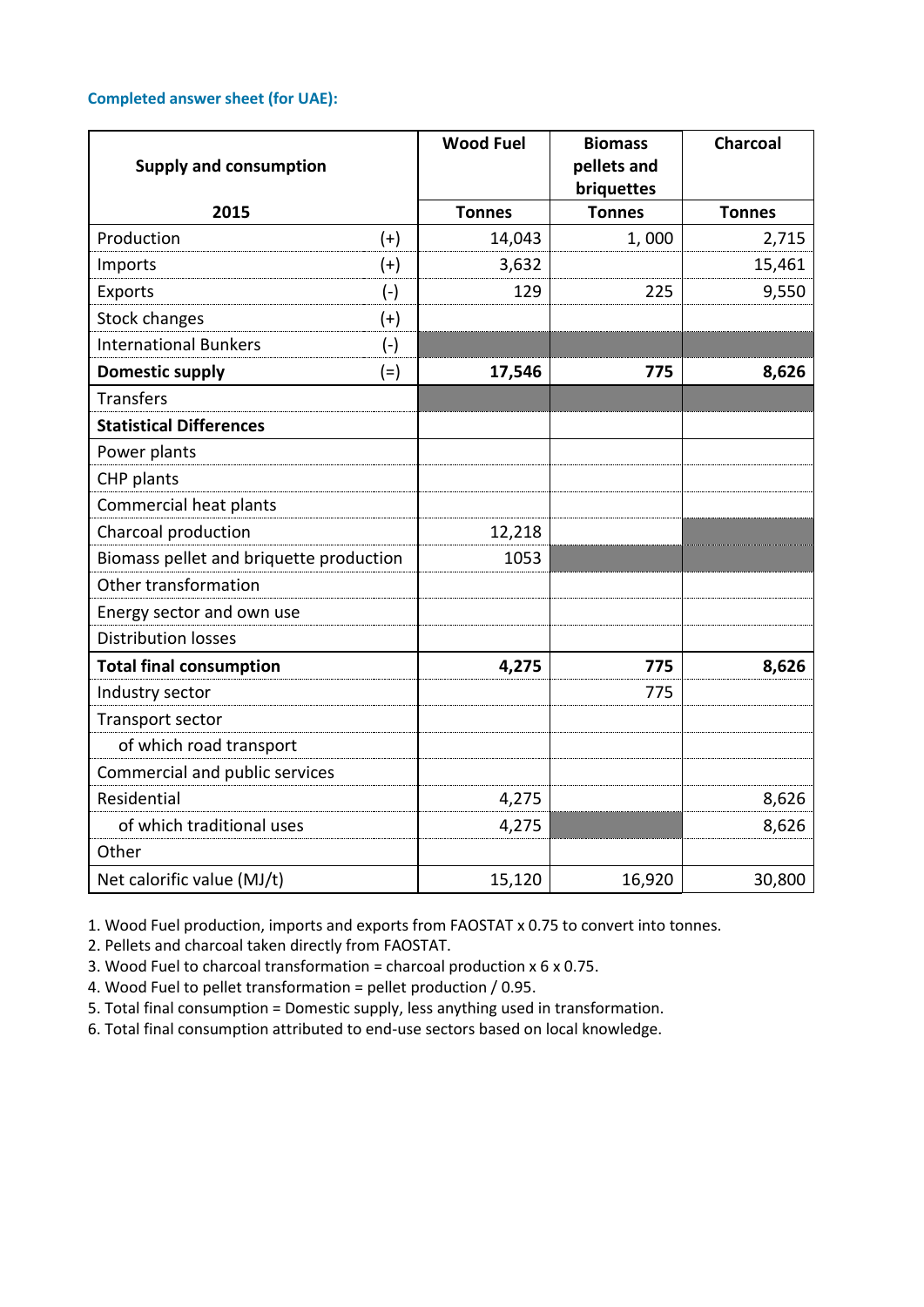**Completed answer sheet (for UAE):**

| Supply and consumption |  | Wood Fuel | Biomass pellets and briquettes | Charcoal |
|---|---|---|---|---|
| **2015** |  | **Tonnes** | **Tonnes** | **Tonnes** |
| Production | (+) | 14,043 | 1, 000 | 2,715 |
| Imports | (+) | 3,632 |  | 15,461 |
| Exports | (-) | 129 | 225 | 9,550 |
| Stock changes | (+) |  |  |  |
| International Bunkers | (-) |  |  |  |
| **Domestic supply** | (=) | **17,546** | **775** | **8,626** |
| Transfers |  |  |  |  |
| **Statistical Differences** |  |  |  |  |
| Power plants |  |  |  |  |
| CHP plants |  |  |  |  |
| Commercial heat plants |  |  |  |  |
| Charcoal production |  | 12,218 |  |  |
| Biomass pellet and briquette production |  | 1053 |  |  |
| Other transformation |  |  |  |  |
| Energy sector and own use |  |  |  |  |
| Distribution losses |  |  |  |  |
| **Total final consumption** |  | **4,275** | **775** | **8,626** |
| Industry sector |  |  | 775 |  |
| Transport sector |  |  |  |  |
| of which road transport |  |  |  |  |
| Commercial and public services |  |  |  |  |
| Residential |  | 4,275 |  | 8,626 |
| of which traditional uses |  | 4,275 |  | 8,626 |
| Other |  |  |  |  |
| Net calorific value (MJ/t) |  | 15,120 | 16,920 | 30,800 |

1. Wood Fuel production, imports and exports from FAOSTAT x 0.75 to convert into tonnes.
2. Pellets and charcoal taken directly from FAOSTAT.
3. Wood Fuel to charcoal transformation = charcoal production x 6 x 0.75.
4. Wood Fuel to pellet transformation = pellet production / 0.95.
5. Total final consumption = Domestic supply, less anything used in transformation.
6. Total final consumption attributed to end-use sectors based on local knowledge.